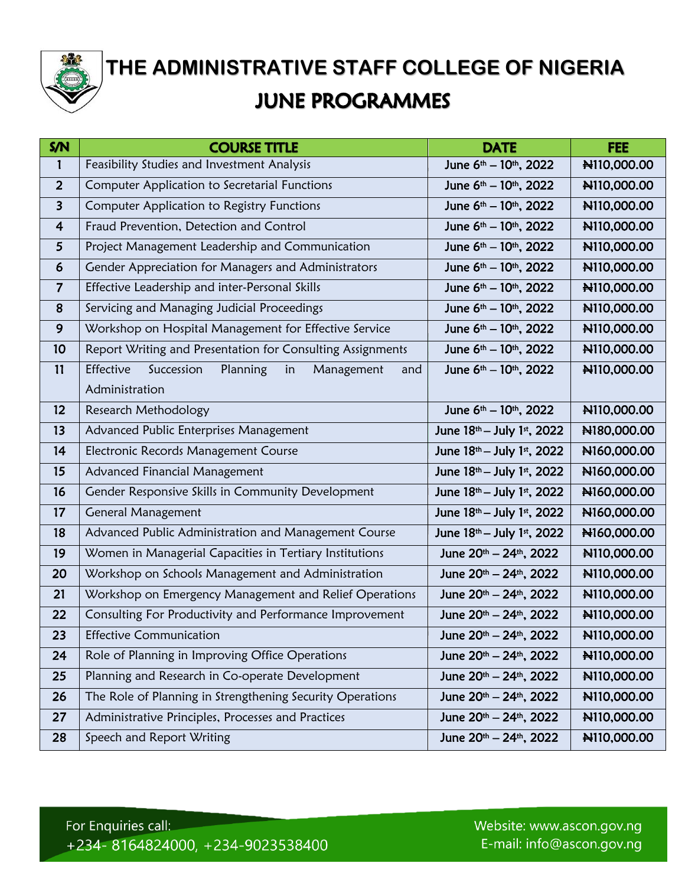# THE ADMINISTRATIVE STAFF COLLEGE OF NIGERIA

## JUNE PROGRAMMES

| S/N | COURSE TITLE | DATE | FEE |
|---|---|---|---|
| 1 | Feasibility Studies and Investment Analysis | June 6th – 10th, 2022 | ₦110,000.00 |
| 2 | Computer Application to Secretarial Functions | June 6th – 10th, 2022 | ₦110,000.00 |
| 3 | Computer Application to Registry Functions | June 6th – 10th, 2022 | ₦110,000.00 |
| 4 | Fraud Prevention, Detection and Control | June 6th – 10th, 2022 | ₦110,000.00 |
| 5 | Project Management Leadership and Communication | June 6th – 10th, 2022 | ₦110,000.00 |
| 6 | Gender Appreciation for Managers and Administrators | June 6th – 10th, 2022 | ₦110,000.00 |
| 7 | Effective Leadership and inter-Personal Skills | June 6th – 10th, 2022 | ₦110,000.00 |
| 8 | Servicing and Managing Judicial Proceedings | June 6th – 10th, 2022 | ₦110,000.00 |
| 9 | Workshop on Hospital Management for Effective Service | June 6th – 10th, 2022 | ₦110,000.00 |
| 10 | Report Writing and Presentation for Consulting Assignments | June 6th – 10th, 2022 | ₦110,000.00 |
| 11 | Effective Succession Planning in Management and Administration | June 6th – 10th, 2022 | ₦110,000.00 |
| 12 | Research Methodology | June 6th – 10th, 2022 | ₦110,000.00 |
| 13 | Advanced Public Enterprises Management | June 18th – July 1st, 2022 | ₦180,000.00 |
| 14 | Electronic Records Management Course | June 18th – July 1st, 2022 | ₦160,000.00 |
| 15 | Advanced Financial Management | June 18th – July 1st, 2022 | ₦160,000.00 |
| 16 | Gender Responsive Skills in Community Development | June 18th – July 1st, 2022 | ₦160,000.00 |
| 17 | General Management | June 18th – July 1st, 2022 | ₦160,000.00 |
| 18 | Advanced Public Administration and Management Course | June 18th – July 1st, 2022 | ₦160,000.00 |
| 19 | Women in Managerial Capacities in Tertiary Institutions | June 20th – 24th, 2022 | ₦110,000.00 |
| 20 | Workshop on Schools Management and Administration | June 20th – 24th, 2022 | ₦110,000.00 |
| 21 | Workshop on Emergency Management and Relief Operations | June 20th – 24th, 2022 | ₦110,000.00 |
| 22 | Consulting For Productivity and Performance Improvement | June 20th – 24th, 2022 | ₦110,000.00 |
| 23 | Effective Communication | June 20th – 24th, 2022 | ₦110,000.00 |
| 24 | Role of Planning in Improving Office Operations | June 20th – 24th, 2022 | ₦110,000.00 |
| 25 | Planning and Research in Co-operate Development | June 20th – 24th, 2022 | ₦110,000.00 |
| 26 | The Role of Planning in Strengthening Security Operations | June 20th – 24th, 2022 | ₦110,000.00 |
| 27 | Administrative Principles, Processes and Practices | June 20th – 24th, 2022 | ₦110,000.00 |
| 28 | Speech and Report Writing | June 20th – 24th, 2022 | ₦110,000.00 |

For Enquiries call:
+234- 8164824000, +234-9023538400

Website: www.ascon.gov.ng
E-mail: info@ascon.gov.ng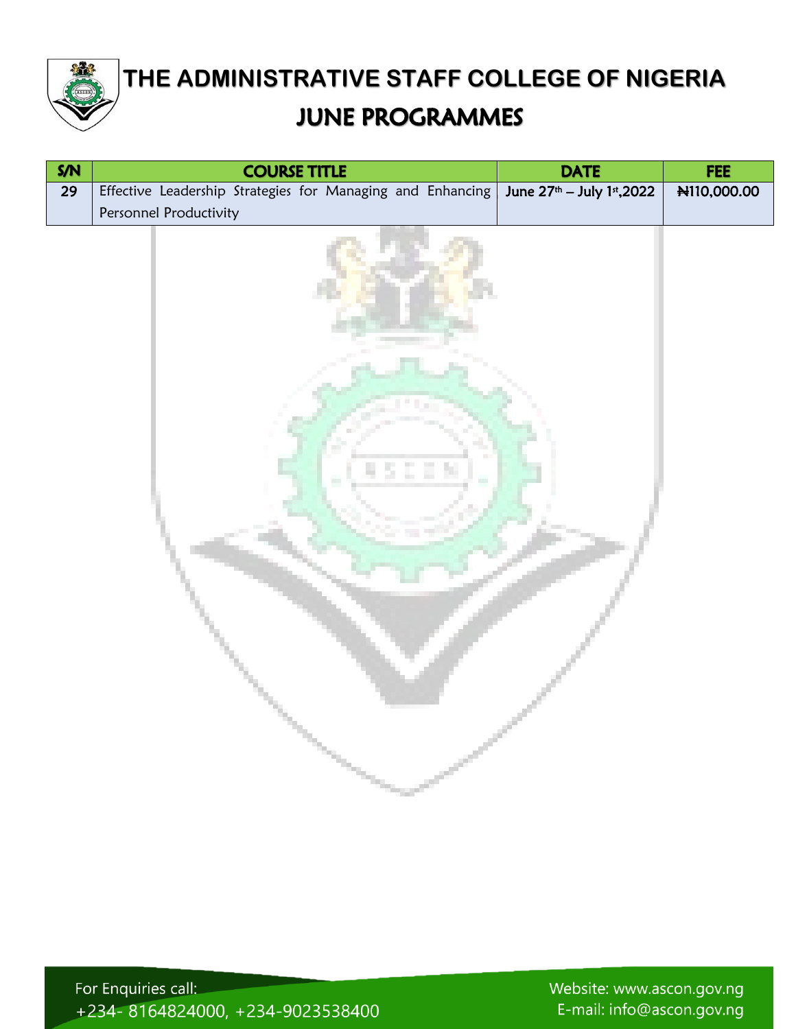# THE ADMINISTRATIVE STAFF COLLEGE OF NIGERIA

## JUNE PROGRAMMES

| S/N | COURSE TITLE | DATE | FEE |
|---|---|---|---|
| 29 | Effective Leadership Strategies for Managing and Enhancing Personnel Productivity | June 27th – July 1st,2022 | ₦110,000.00 |

For Enquiries call:
+234- 8164824000, +234-9023538400

Website: www.ascon.gov.ng
E-mail: info@ascon.gov.ng